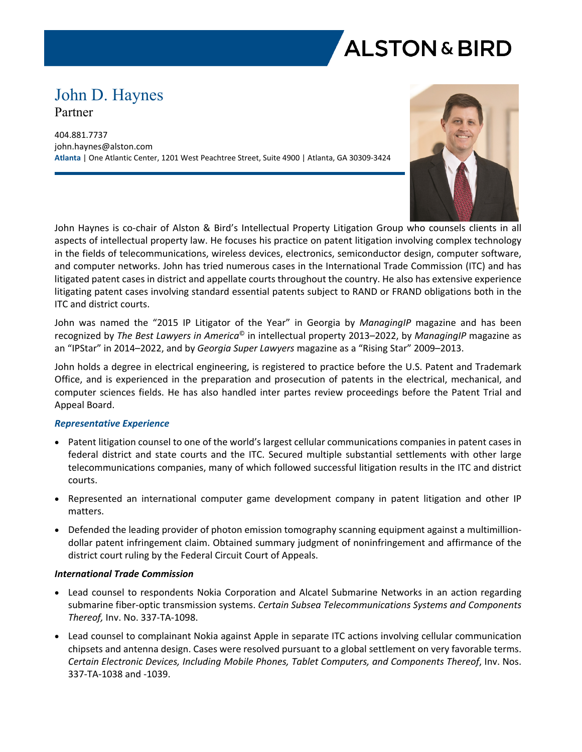# John D. Haynes

Partner

404.881.7737
john.haynes@alston.com
**Atlanta** | One Atlantic Center, 1201 West Peachtree Street, Suite 4900 | Atlanta, GA 30309-3424

John Haynes is co-chair of Alston & Bird's Intellectual Property Litigation Group who counsels clients in all aspects of intellectual property law. He focuses his practice on patent litigation involving complex technology in the fields of telecommunications, wireless devices, electronics, semiconductor design, computer software, and computer networks. John has tried numerous cases in the International Trade Commission (ITC) and has litigated patent cases in district and appellate courts throughout the country. He also has extensive experience litigating patent cases involving standard essential patents subject to RAND or FRAND obligations both in the ITC and district courts.

John was named the "2015 IP Litigator of the Year" in Georgia by *ManagingIP* magazine and has been recognized by *The Best Lawyers in America*© in intellectual property 2013–2022, by *ManagingIP* magazine as an "IPStar" in 2014–2022, and by *Georgia Super Lawyers* magazine as a "Rising Star" 2009–2013.

John holds a degree in electrical engineering, is registered to practice before the U.S. Patent and Trademark Office, and is experienced in the preparation and prosecution of patents in the electrical, mechanical, and computer sciences fields. He has also handled inter partes review proceedings before the Patent Trial and Appeal Board.

### *Representative Experience*

- Patent litigation counsel to one of the world's largest cellular communications companies in patent cases in federal district and state courts and the ITC. Secured multiple substantial settlements with other large telecommunications companies, many of which followed successful litigation results in the ITC and district courts.
- Represented an international computer game development company in patent litigation and other IP matters.
- Defended the leading provider of photon emission tomography scanning equipment against a multimillion-dollar patent infringement claim. Obtained summary judgment of noninfringement and affirmance of the district court ruling by the Federal Circuit Court of Appeals.

#### *International Trade Commission*

- Lead counsel to respondents Nokia Corporation and Alcatel Submarine Networks in an action regarding submarine fiber-optic transmission systems. *Certain Subsea Telecommunications Systems and Components Thereof,* Inv. No. 337-TA-1098.
- Lead counsel to complainant Nokia against Apple in separate ITC actions involving cellular communication chipsets and antenna design. Cases were resolved pursuant to a global settlement on very favorable terms. *Certain Electronic Devices, Including Mobile Phones, Tablet Computers, and Components Thereof*, Inv. Nos. 337-TA-1038 and -1039.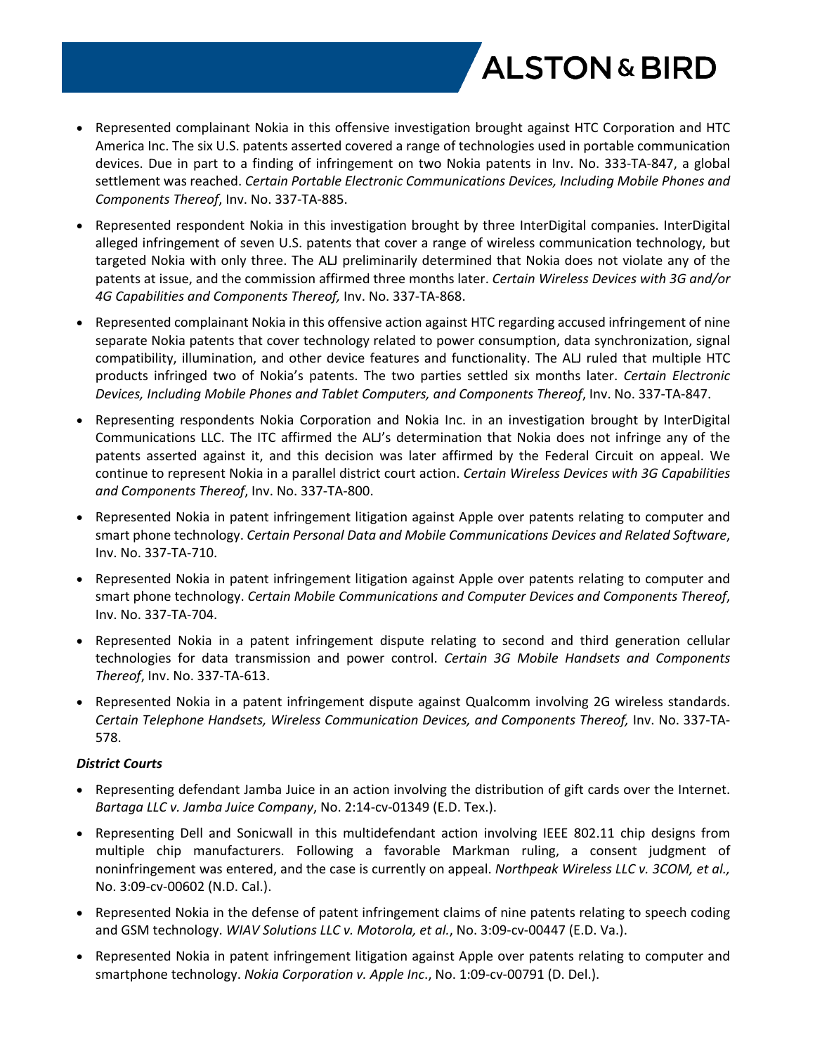- Represented complainant Nokia in this offensive investigation brought against HTC Corporation and HTC America Inc. The six U.S. patents asserted covered a range of technologies used in portable communication devices. Due in part to a finding of infringement on two Nokia patents in Inv. No. 333-TA-847, a global settlement was reached. *Certain Portable Electronic Communications Devices, Including Mobile Phones and Components Thereof*, Inv. No. 337-TA-885.
- Represented respondent Nokia in this investigation brought by three InterDigital companies. InterDigital alleged infringement of seven U.S. patents that cover a range of wireless communication technology, but targeted Nokia with only three. The ALJ preliminarily determined that Nokia does not violate any of the patents at issue, and the commission affirmed three months later. *Certain Wireless Devices with 3G and/or 4G Capabilities and Components Thereof,* Inv. No. 337-TA-868.
- Represented complainant Nokia in this offensive action against HTC regarding accused infringement of nine separate Nokia patents that cover technology related to power consumption, data synchronization, signal compatibility, illumination, and other device features and functionality. The ALJ ruled that multiple HTC products infringed two of Nokia's patents. The two parties settled six months later. *Certain Electronic Devices, Including Mobile Phones and Tablet Computers, and Components Thereof*, Inv. No. 337-TA-847.
- Representing respondents Nokia Corporation and Nokia Inc. in an investigation brought by InterDigital Communications LLC. The ITC affirmed the ALJ's determination that Nokia does not infringe any of the patents asserted against it, and this decision was later affirmed by the Federal Circuit on appeal. We continue to represent Nokia in a parallel district court action. *Certain Wireless Devices with 3G Capabilities and Components Thereof*, Inv. No. 337-TA-800.
- Represented Nokia in patent infringement litigation against Apple over patents relating to computer and smart phone technology. *Certain Personal Data and Mobile Communications Devices and Related Software*, Inv. No. 337-TA-710.
- Represented Nokia in patent infringement litigation against Apple over patents relating to computer and smart phone technology. *Certain Mobile Communications and Computer Devices and Components Thereof*, Inv. No. 337-TA-704.
- Represented Nokia in a patent infringement dispute relating to second and third generation cellular technologies for data transmission and power control. *Certain 3G Mobile Handsets and Components Thereof*, Inv. No. 337-TA-613.
- Represented Nokia in a patent infringement dispute against Qualcomm involving 2G wireless standards. *Certain Telephone Handsets, Wireless Communication Devices, and Components Thereof,* Inv. No. 337-TA-578.

***District Courts***

- Representing defendant Jamba Juice in an action involving the distribution of gift cards over the Internet. *Bartaga LLC v. Jamba Juice Company*, No. 2:14-cv-01349 (E.D. Tex.).
- Representing Dell and Sonicwall in this multidefendant action involving IEEE 802.11 chip designs from multiple chip manufacturers. Following a favorable Markman ruling, a consent judgment of noninfringement was entered, and the case is currently on appeal. *Northpeak Wireless LLC v. 3COM, et al.,* No. 3:09-cv-00602 (N.D. Cal.).
- Represented Nokia in the defense of patent infringement claims of nine patents relating to speech coding and GSM technology. *WIAV Solutions LLC v. Motorola, et al.*, No. 3:09-cv-00447 (E.D. Va.).
- Represented Nokia in patent infringement litigation against Apple over patents relating to computer and smartphone technology. *Nokia Corporation v. Apple Inc*., No. 1:09-cv-00791 (D. Del.).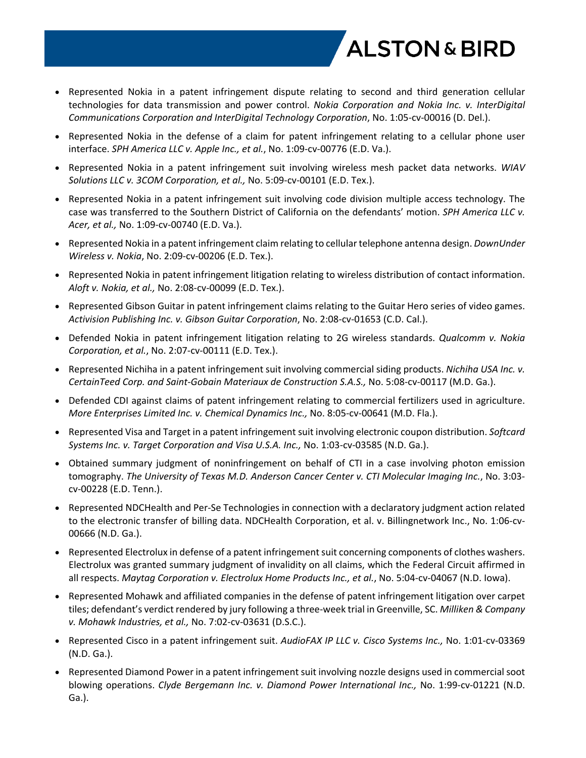- Represented Nokia in a patent infringement dispute relating to second and third generation cellular technologies for data transmission and power control. *Nokia Corporation and Nokia Inc. v. InterDigital Communications Corporation and InterDigital Technology Corporation*, No. 1:05-cv-00016 (D. Del.).
- Represented Nokia in the defense of a claim for patent infringement relating to a cellular phone user interface. *SPH America LLC v. Apple Inc., et al.*, No. 1:09-cv-00776 (E.D. Va.).
- Represented Nokia in a patent infringement suit involving wireless mesh packet data networks. *WIAV Solutions LLC v. 3COM Corporation, et al.,* No. 5:09-cv-00101 (E.D. Tex.).
- Represented Nokia in a patent infringement suit involving code division multiple access technology. The case was transferred to the Southern District of California on the defendants' motion. *SPH America LLC v. Acer, et al.,* No. 1:09-cv-00740 (E.D. Va.).
- Represented Nokia in a patent infringement claim relating to cellular telephone antenna design. *DownUnder Wireless v. Nokia*, No. 2:09-cv-00206 (E.D. Tex.).
- Represented Nokia in patent infringement litigation relating to wireless distribution of contact information. *Aloft v. Nokia, et al.,* No. 2:08-cv-00099 (E.D. Tex.).
- Represented Gibson Guitar in patent infringement claims relating to the Guitar Hero series of video games. *Activision Publishing Inc. v. Gibson Guitar Corporation*, No. 2:08-cv-01653 (C.D. Cal.).
- Defended Nokia in patent infringement litigation relating to 2G wireless standards. *Qualcomm v. Nokia Corporation, et al.*, No. 2:07-cv-00111 (E.D. Tex.).
- Represented Nichiha in a patent infringement suit involving commercial siding products. *Nichiha USA Inc. v. CertainTeed Corp. and Saint-Gobain Materiaux de Construction S.A.S.,* No. 5:08-cv-00117 (M.D. Ga.).
- Defended CDI against claims of patent infringement relating to commercial fertilizers used in agriculture. *More Enterprises Limited Inc. v. Chemical Dynamics Inc.,* No. 8:05-cv-00641 (M.D. Fla.).
- Represented Visa and Target in a patent infringement suit involving electronic coupon distribution. *Softcard Systems Inc. v. Target Corporation and Visa U.S.A. Inc.,* No. 1:03-cv-03585 (N.D. Ga.).
- Obtained summary judgment of noninfringement on behalf of CTI in a case involving photon emission tomography. *The University of Texas M.D. Anderson Cancer Center v. CTI Molecular Imaging Inc.*, No. 3:03-cv-00228 (E.D. Tenn.).
- Represented NDCHealth and Per-Se Technologies in connection with a declaratory judgment action related to the electronic transfer of billing data. NDCHealth Corporation, et al. v. Billingnetwork Inc., No. 1:06-cv-00666 (N.D. Ga.).
- Represented Electrolux in defense of a patent infringement suit concerning components of clothes washers. Electrolux was granted summary judgment of invalidity on all claims, which the Federal Circuit affirmed in all respects. *Maytag Corporation v. Electrolux Home Products Inc., et al.*, No. 5:04-cv-04067 (N.D. Iowa).
- Represented Mohawk and affiliated companies in the defense of patent infringement litigation over carpet tiles; defendant's verdict rendered by jury following a three-week trial in Greenville, SC. *Milliken & Company v. Mohawk Industries, et al.,* No. 7:02-cv-03631 (D.S.C.).
- Represented Cisco in a patent infringement suit. *AudioFAX IP LLC v. Cisco Systems Inc.,* No. 1:01-cv-03369 (N.D. Ga.).
- Represented Diamond Power in a patent infringement suit involving nozzle designs used in commercial soot blowing operations. *Clyde Bergemann Inc. v. Diamond Power International Inc.,* No. 1:99-cv-01221 (N.D. Ga.).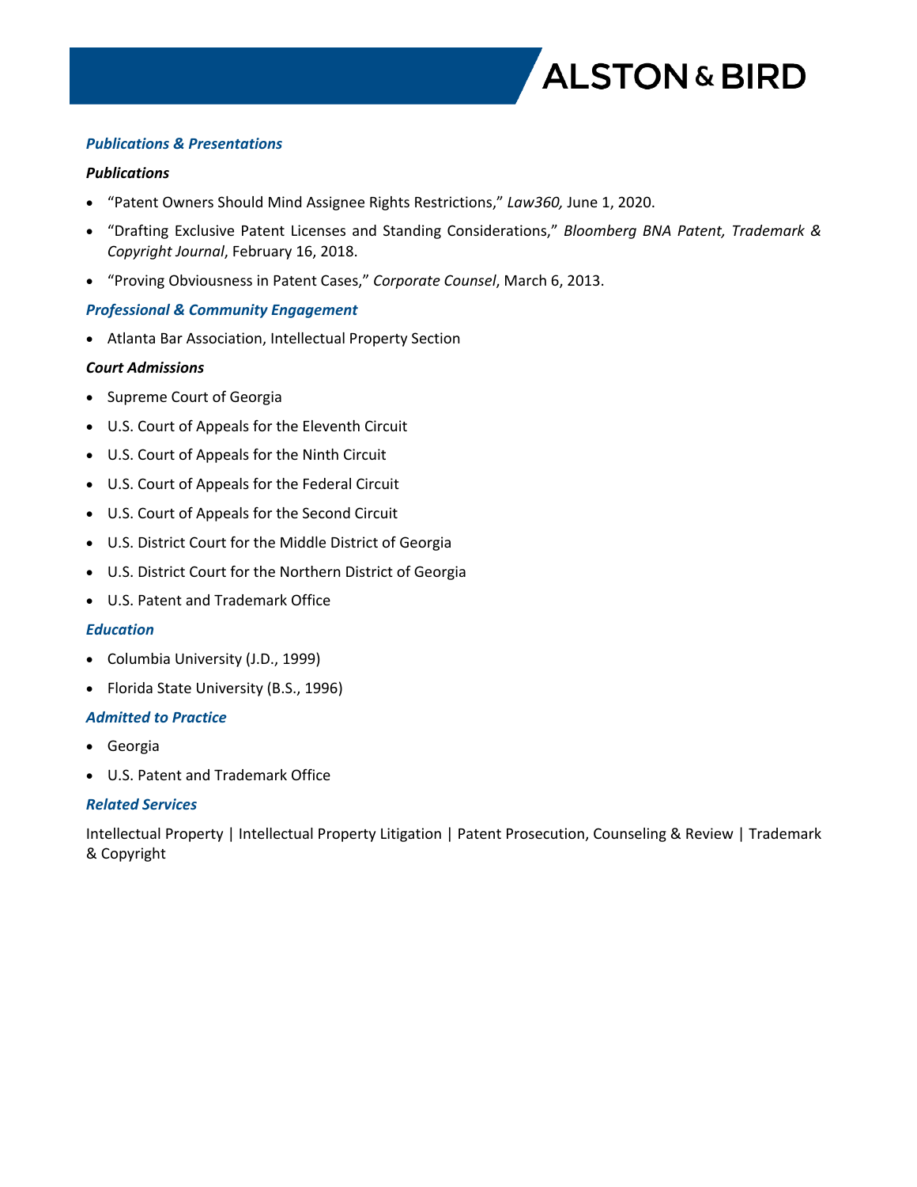### *Publications & Presentations*

#### *Publications*

- "Patent Owners Should Mind Assignee Rights Restrictions," *Law360,* June 1, 2020.
- "Drafting Exclusive Patent Licenses and Standing Considerations," *Bloomberg BNA Patent, Trademark & Copyright Journal*, February 16, 2018.
- "Proving Obviousness in Patent Cases," *Corporate Counsel*, March 6, 2013.

### *Professional & Community Engagement*

- Atlanta Bar Association, Intellectual Property Section

#### *Court Admissions*

- Supreme Court of Georgia
- U.S. Court of Appeals for the Eleventh Circuit
- U.S. Court of Appeals for the Ninth Circuit
- U.S. Court of Appeals for the Federal Circuit
- U.S. Court of Appeals for the Second Circuit
- U.S. District Court for the Middle District of Georgia
- U.S. District Court for the Northern District of Georgia
- U.S. Patent and Trademark Office

### *Education*

- Columbia University (J.D., 1999)
- Florida State University (B.S., 1996)

### *Admitted to Practice*

- Georgia
- U.S. Patent and Trademark Office

### *Related Services*

Intellectual Property | Intellectual Property Litigation | Patent Prosecution, Counseling & Review | Trademark & Copyright